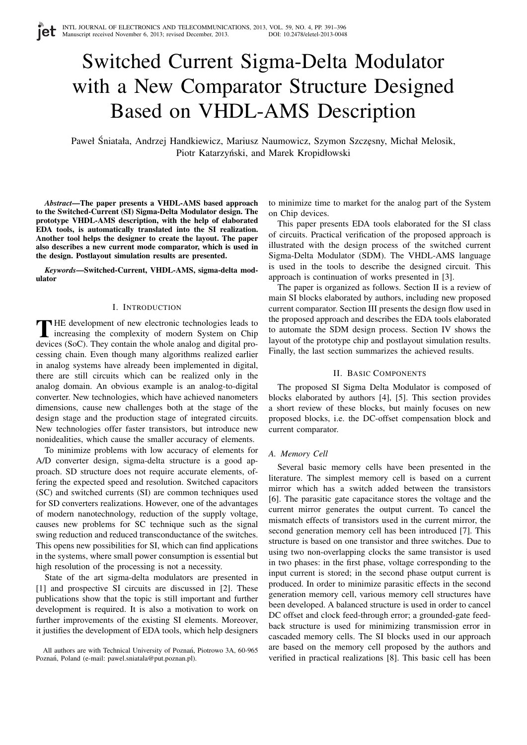# Switched Current Sigma-Delta Modulator with a New Comparator Structure Designed Based on VHDL-AMS Description

Paweł Śniatała, Andrzej Handkiewicz, Mariusz Naumowicz, Szymon Szczęsny, Michał Melosik, Piotr Katarzyński, and Marek Kropidłowski

***Abstract*—The paper presents a VHDL-AMS based approach to the Switched-Current (SI) Sigma-Delta Modulator design. The prototype VHDL-AMS description, with the help of elaborated EDA tools, is automatically translated into the SI realization. Another tool helps the designer to create the layout. The paper also describes a new current mode comparator, which is used in the design. Postlayout simulation results are presented.**

***Keywords*—Switched-Current, VHDL-AMS, sigma-delta modulator**

## I. Introduction

The development of new electronic technologies leads to increasing the complexity of modern System on Chip devices (SoC). They contain the whole analog and digital processing chain. Even though many algorithms realized earlier in analog systems have already been implemented in digital, there are still circuits which can be realized only in the analog domain. An obvious example is an analog-to-digital converter. New technologies, which have achieved nanometers dimensions, cause new challenges both at the stage of the design stage and the production stage of integrated circuits. New technologies offer faster transistors, but introduce new nonidealities, which cause the smaller accuracy of elements.

To minimize problems with low accuracy of elements for A/D converter design, sigma-delta structure is a good approach. SD structure does not require accurate elements, offering the expected speed and resolution. Switched capacitors (SC) and switched currents (SI) are common techniques used for SD converters realizations. However, one of the advantages of modern nanotechnology, reduction of the supply voltage, causes new problems for SC technique such as the signal swing reduction and reduced transconductance of the switches. This opens new possibilities for SI, which can find applications in the systems, where small power consumption is essential but high resolution of the processing is not a necessity.

State of the art sigma-delta modulators are presented in [1] and prospective SI circuits are discussed in [2]. These publications show that the topic is still important and further development is required. It is also a motivation to work on further improvements of the existing SI elements. Moreover, it justifies the development of EDA tools, which help designers to minimize time to market for the analog part of the System on Chip devices.

This paper presents EDA tools elaborated for the SI class of circuits. Practical verification of the proposed approach is illustrated with the design process of the switched current Sigma-Delta Modulator (SDM). The VHDL-AMS language is used in the tools to describe the designed circuit. This approach is continuation of works presented in [3].

The paper is organized as follows. Section II is a review of main SI blocks elaborated by authors, including new proposed current comparator. Section III presents the design flow used in the proposed approach and describes the EDA tools elaborated to automate the SDM design process. Section IV shows the layout of the prototype chip and postlayout simulation results. Finally, the last section summarizes the achieved results.

All authors are with Technical University of Poznań, Piotrowo 3A, 60-965 Poznań, Poland (e-mail: pawel.sniatala@put.poznan.pl).

## II. Basic Components

The proposed SI Sigma Delta Modulator is composed of blocks elaborated by authors [4], [5]. This section provides a short review of these blocks, but mainly focuses on new proposed blocks, i.e. the DC-offset compensation block and current comparator.

### A. Memory Cell

Several basic memory cells have been presented in the literature. The simplest memory cell is based on a current mirror which has a switch added between the transistors [6]. The parasitic gate capacitance stores the voltage and the current mirror generates the output current. To cancel the mismatch effects of transistors used in the current mirror, the second generation memory cell has been introduced [7]. This structure is based on one transistor and three switches. Due to using two non-overlapping clocks the same transistor is used in two phases: in the first phase, voltage corresponding to the input current is stored; in the second phase output current is produced. In order to minimize parasitic effects in the second generation memory cell, various memory cell structures have been developed. A balanced structure is used in order to cancel DC offset and clock feed-through error; a grounded-gate feedback structure is used for minimizing transmission error in cascaded memory cells. The SI blocks used in our approach are based on the memory cell proposed by the authors and verified in practical realizations [8]. This basic cell has been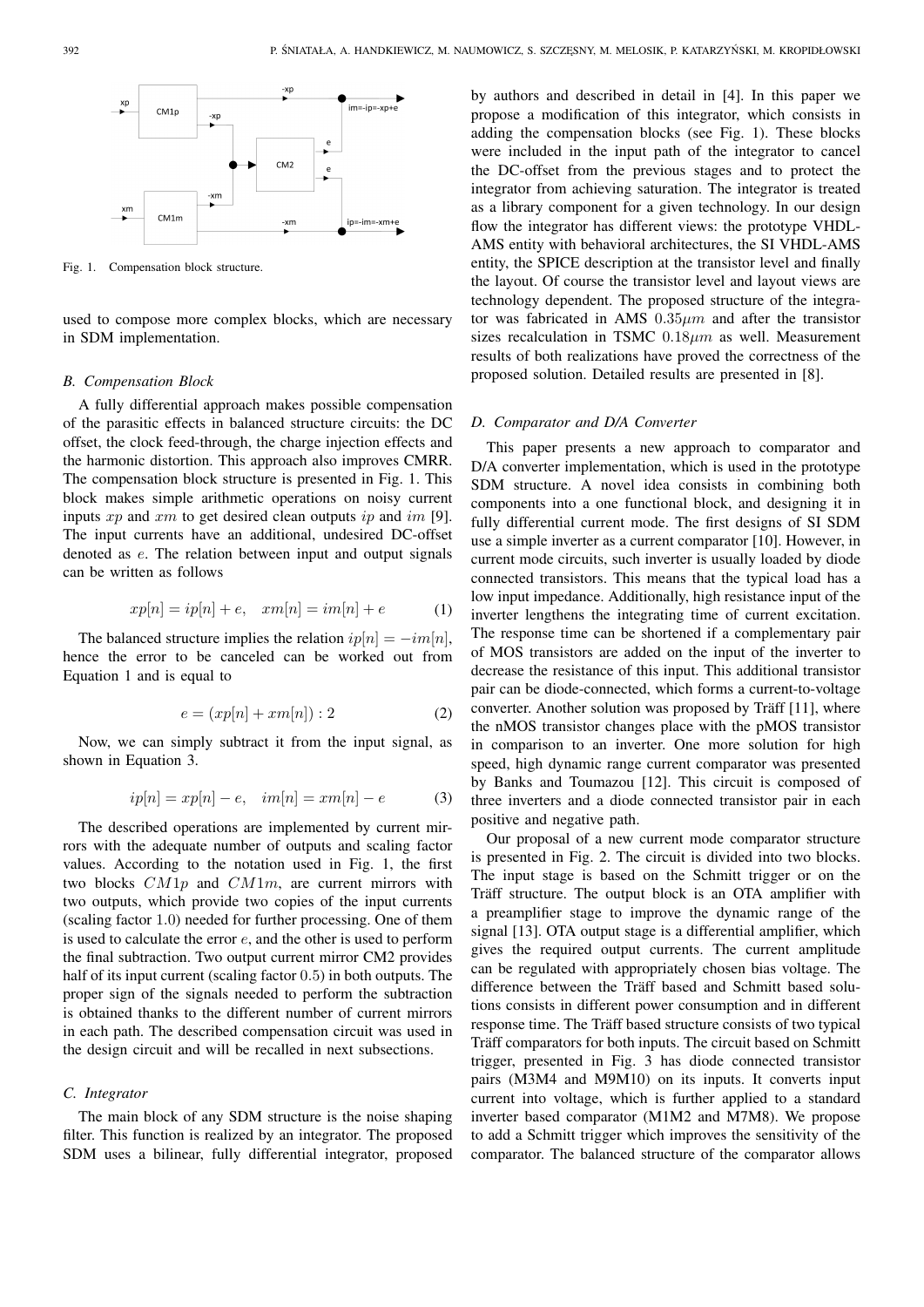Fig. 1. Compensation block structure.

used to compose more complex blocks, which are necessary in SDM implementation.

### B. Compensation Block

A fully differential approach makes possible compensation of the parasitic effects in balanced structure circuits: the DC offset, the clock feed-through, the charge injection effects and the harmonic distortion. This approach also improves CMRR. The compensation block structure is presented in Fig. 1. This block makes simple arithmetic operations on noisy current inputs $xp$ and $xm$ to get desired clean outputs $ip$ and $im$ [9]. The input currents have an additional, undesired DC-offset denoted as $e$. The relation between input and output signals can be written as follows

$$xp[n] = ip[n] + e, \quad xm[n] = im[n] + e \tag{1}$$

The balanced structure implies the relation $ip[n] = -im[n]$, hence the error to be canceled can be worked out from Equation 1 and is equal to

$$e = (xp[n] + xm[n]) : 2 \tag{2}$$

Now, we can simply subtract it from the input signal, as shown in Equation 3.

$$ip[n] = xp[n] - e, \quad im[n] = xm[n] - e \tag{3}$$

The described operations are implemented by current mirrors with the adequate number of outputs and scaling factor values. According to the notation used in Fig. 1, the first two blocks $CM1p$ and $CM1m$, are current mirrors with two outputs, which provide two copies of the input currents (scaling factor 1.0) needed for further processing. One of them is used to calculate the error $e$, and the other is used to perform the final subtraction. Two output current mirror CM2 provides half of its input current (scaling factor 0.5) in both outputs. The proper sign of the signals needed to perform the subtraction is obtained thanks to the different number of current mirrors in each path. The described compensation circuit was used in the design circuit and will be recalled in next subsections.

### C. Integrator

The main block of any SDM structure is the noise shaping filter. This function is realized by an integrator. The proposed SDM uses a bilinear, fully differential integrator, proposed by authors and described in detail in [4]. In this paper we propose a modification of this integrator, which consists in adding the compensation blocks (see Fig. 1). These blocks were included in the input path of the integrator to cancel the DC-offset from the previous stages and to protect the integrator from achieving saturation. The integrator is treated as a library component for a given technology. In our design flow the integrator has different views: the prototype VHDL-AMS entity with behavioral architectures, the SI VHDL-AMS entity, the SPICE description at the transistor level and finally the layout. Of course the transistor level and layout views are technology dependent. The proposed structure of the integrator was fabricated in AMS $0.35\mu m$ and after the transistor sizes recalculation in TSMC $0.18\mu m$ as well. Measurement results of both realizations have proved the correctness of the proposed solution. Detailed results are presented in [8].

### D. Comparator and D/A Converter

This paper presents a new approach to comparator and D/A converter implementation, which is used in the prototype SDM structure. A novel idea consists in combining both components into a one functional block, and designing it in fully differential current mode. The first designs of SI SDM use a simple inverter as a current comparator [10]. However, in current mode circuits, such inverter is usually loaded by diode connected transistors. This means that the typical load has a low input impedance. Additionally, high resistance input of the inverter lengthens the integrating time of current excitation. The response time can be shortened if a complementary pair of MOS transistors are added on the input of the inverter to decrease the resistance of this input. This additional transistor pair can be diode-connected, which forms a current-to-voltage converter. Another solution was proposed by Träff [11], where the nMOS transistor changes place with the pMOS transistor in comparison to an inverter. One more solution for high speed, high dynamic range current comparator was presented by Banks and Toumazou [12]. This circuit is composed of three inverters and a diode connected transistor pair in each positive and negative path.

Our proposal of a new current mode comparator structure is presented in Fig. 2. The circuit is divided into two blocks. The input stage is based on the Schmitt trigger or on the Träff structure. The output block is an OTA amplifier with a preamplifier stage to improve the dynamic range of the signal [13]. OTA output stage is a differential amplifier, which gives the required output currents. The current amplitude can be regulated with appropriately chosen bias voltage. The difference between the Träff based and Schmitt based solutions consists in different power consumption and in different response time. The Träff based structure consists of two typical Träff comparators for both inputs. The circuit based on Schmitt trigger, presented in Fig. 3 has diode connected transistor pairs (M3M4 and M9M10) on its inputs. It converts input current into voltage, which is further applied to a standard inverter based comparator (M1M2 and M7M8). We propose to add a Schmitt trigger which improves the sensitivity of the comparator. The balanced structure of the comparator allows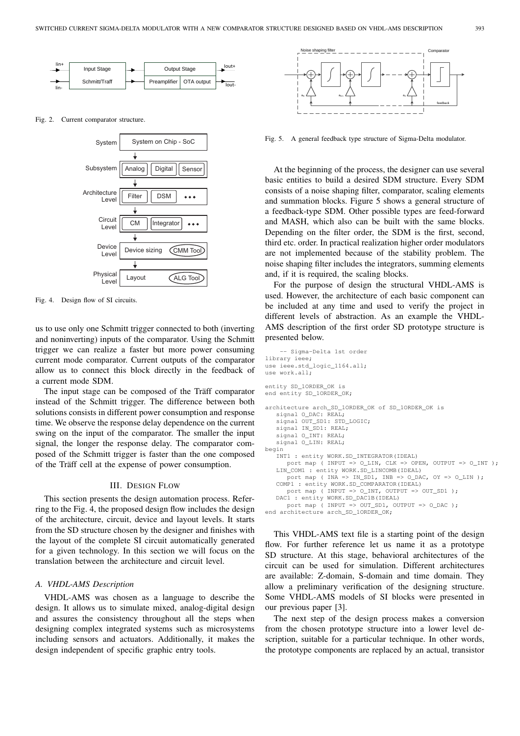Fig. 2. Current comparator structure.

Fig. 4. Design flow of SI circuits.

us to use only one Schmitt trigger connected to both (inverting and noninverting) inputs of the comparator. Using the Schmitt trigger we can realize a faster but more power consuming current mode comparator. Current outputs of the comparator allow us to connect this block directly in the feedback of a current mode SDM.

The input stage can be composed of the Träff comparator instead of the Schmitt trigger. The difference between both solutions consists in different power consumption and response time. We observe the response delay dependence on the current swing on the input of the comparator. The smaller the input signal, the longer the response delay. The comparator composed of the Schmitt trigger is faster than the one composed of the Träff cell at the expense of power consumption.

## III. Design Flow

This section presents the design automation process. Referring to the Fig. 4, the proposed design flow includes the design of the architecture, circuit, device and layout levels. It starts from the SD structure chosen by the designer and finishes with the layout of the complete SI circuit automatically generated for a given technology. In this section we will focus on the translation between the architecture and circuit level.

### A. VHDL-AMS Description

VHDL-AMS was chosen as a language to describe the design. It allows us to simulate mixed, analog-digital design and assures the consistency throughout all the steps when designing complex integrated systems such as microsystems including sensors and actuators. Additionally, it makes the design independent of specific graphic entry tools.

Fig. 5. A general feedback type structure of Sigma-Delta modulator.

At the beginning of the process, the designer can use several basic entities to build a desired SDM structure. Every SDM consists of a noise shaping filter, comparator, scaling elements and summation blocks. Figure 5 shows a general structure of a feedback-type SDM. Other possible types are feed-forward and MASH, which also can be built with the same blocks. Depending on the filter order, the SDM is the first, second, third etc. order. In practical realization higher order modulators are not implemented because of the stability problem. The noise shaping filter includes the integrators, summing elements and, if it is required, the scaling blocks.

For the purpose of design the structural VHDL-AMS is used. However, the architecture of each basic component can be included at any time and used to verify the project in different levels of abstraction. As an example the VHDL-AMS description of the first order SD prototype structure is presented below.

```
    -- Sigma-Delta 1st order
library ieee;
use ieee.std_logic_1164.all;
use work.all;

entity SD_1ORDER_OK is
end entity SD_1ORDER_OK;

architecture arch_SD_1ORDER_OK of SD_1ORDER_OK is
   signal O_DAC: REAL;
   signal OUT_SD1: STD_LOGIC;
   signal IN_SD1: REAL;
   signal O_INT: REAL;
   signal O_LIN: REAL;
begin
   INT1 : entity WORK.SD_INTEGRATOR(IDEAL)
      port map ( INPUT => O_LIN, CLK => OPEN, OUTPUT => O_INT );
   LIN_COM1 : entity WORK.SD_LINCOMB(IDEAL)
      port map ( INA => IN_SD1, INB => O_DAC, OY => O_LIN );
   COMP1 : entity WORK.SD_COMPARATOR(IDEAL)
      port map ( INPUT => O_INT, OUTPUT => OUT_SD1 );
   DAC1 : entity WORK.SD_DAC1B(IDEAL)
      port map ( INPUT => OUT_SD1, OUTPUT => O_DAC );
end architecture arch_SD_1ORDER_OK;
```

This VHDL-AMS text file is a starting point of the design flow. For further reference let us name it as a prototype SD structure. At this stage, behavioral architectures of the circuit can be used for simulation. Different architectures are available: Z-domain, S-domain and time domain. They allow a preliminary verification of the designing structure. Some VHDL-AMS models of SI blocks were presented in our previous paper [3].

The next step of the design process makes a conversion from the chosen prototype structure into a lower level description, suitable for a particular technique. In other words, the prototype components are replaced by an actual, transistor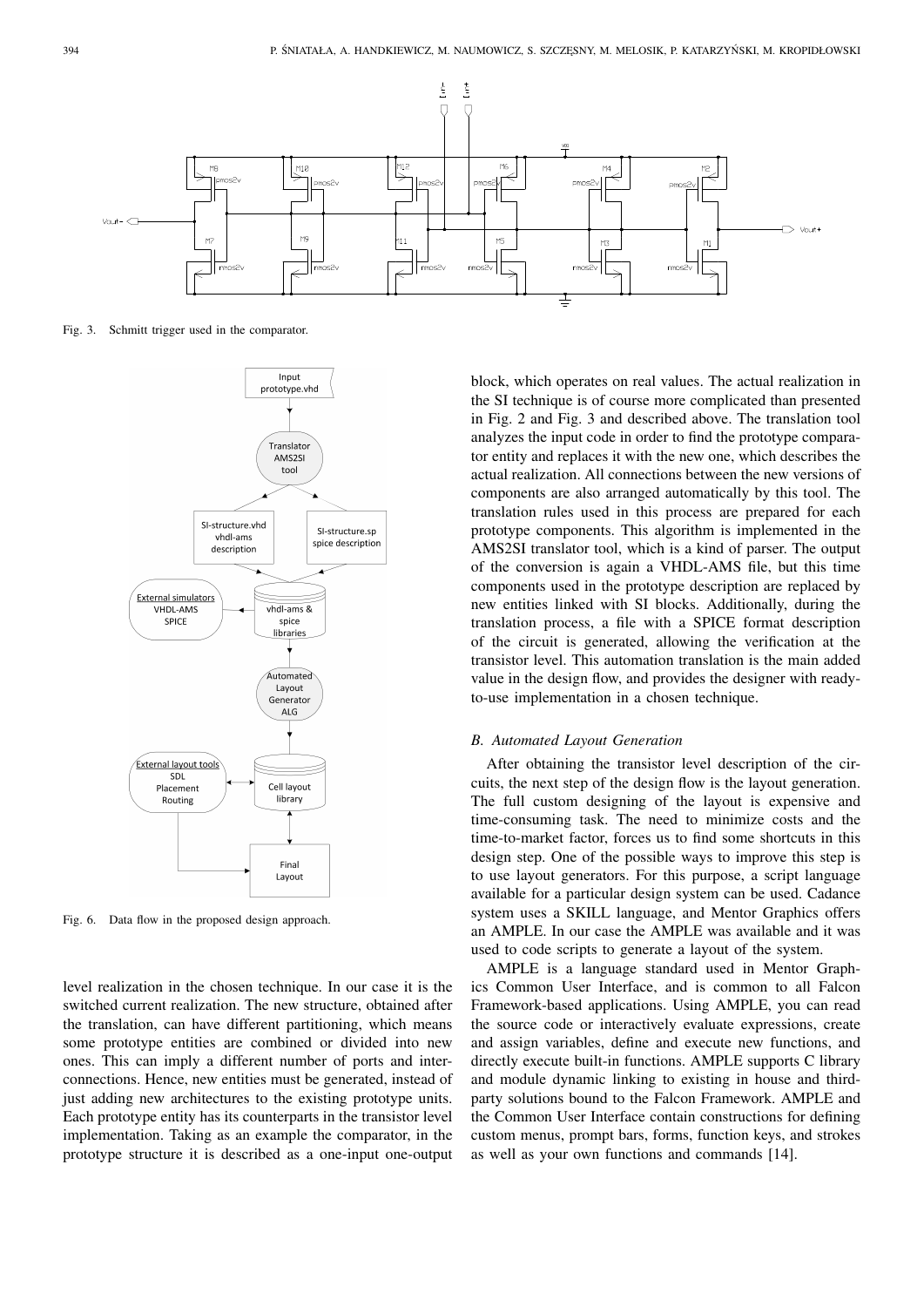Fig. 3. Schmitt trigger used in the comparator.

Fig. 6. Data flow in the proposed design approach.

level realization in the chosen technique. In our case it is the switched current realization. The new structure, obtained after the translation, can have different partitioning, which means some prototype entities are combined or divided into new ones. This can imply a different number of ports and interconnections. Hence, new entities must be generated, instead of just adding new architectures to the existing prototype units. Each prototype entity has its counterparts in the transistor level implementation. Taking as an example the comparator, in the prototype structure it is described as a one-input one-output block, which operates on real values. The actual realization in the SI technique is of course more complicated than presented in Fig. 2 and Fig. 3 and described above. The translation tool analyzes the input code in order to find the prototype comparator entity and replaces it with the new one, which describes the actual realization. All connections between the new versions of components are also arranged automatically by this tool. The translation rules used in this process are prepared for each prototype components. This algorithm is implemented in the AMS2SI translator tool, which is a kind of parser. The output of the conversion is again a VHDL-AMS file, but this time components used in the prototype description are replaced by new entities linked with SI blocks. Additionally, during the translation process, a file with a SPICE format description of the circuit is generated, allowing the verification at the transistor level. This automation translation is the main added value in the design flow, and provides the designer with ready-to-use implementation in a chosen technique.

### *B. Automated Layout Generation*

After obtaining the transistor level description of the circuits, the next step of the design flow is the layout generation. The full custom designing of the layout is expensive and time-consuming task. The need to minimize costs and the time-to-market factor, forces us to find some shortcuts in this design step. One of the possible ways to improve this step is to use layout generators. For this purpose, a script language available for a particular design system can be used. Cadance system uses a SKILL language, and Mentor Graphics offers an AMPLE. In our case the AMPLE was available and it was used to code scripts to generate a layout of the system.

AMPLE is a language standard used in Mentor Graphics Common User Interface, and is common to all Falcon Framework-based applications. Using AMPLE, you can read the source code or interactively evaluate expressions, create and assign variables, define and execute new functions, and directly execute built-in functions. AMPLE supports C library and module dynamic linking to existing in house and third-party solutions bound to the Falcon Framework. AMPLE and the Common User Interface contain constructions for defining custom menus, prompt bars, forms, function keys, and strokes as well as your own functions and commands [14].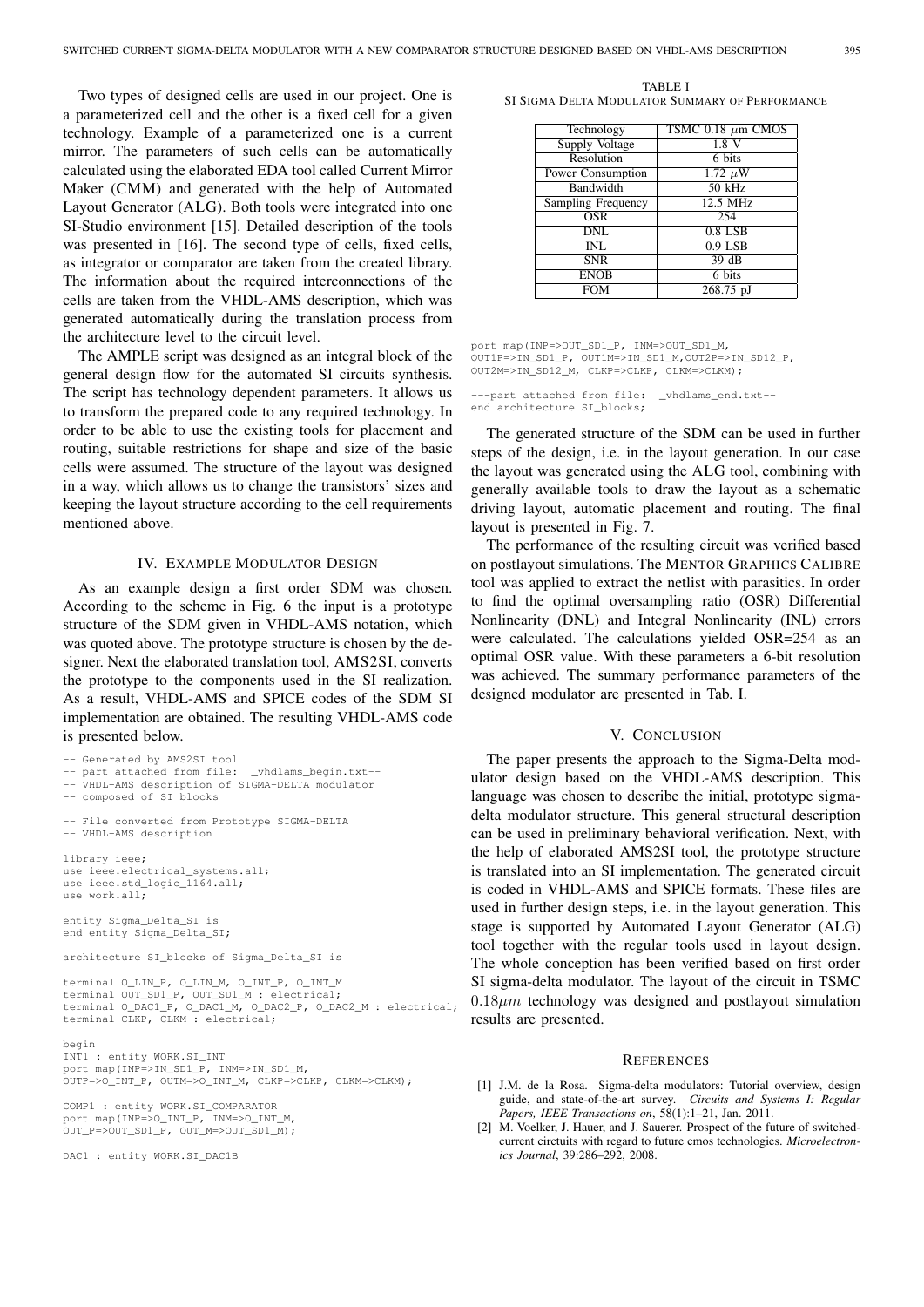Two types of designed cells are used in our project. One is a parameterized cell and the other is a fixed cell for a given technology. Example of a parameterized one is a current mirror. The parameters of such cells can be automatically calculated using the elaborated EDA tool called Current Mirror Maker (CMM) and generated with the help of Automated Layout Generator (ALG). Both tools were integrated into one SI-Studio environment [15]. Detailed description of the tools was presented in [16]. The second type of cells, fixed cells, as integrator or comparator are taken from the created library. The information about the required interconnections of the cells are taken from the VHDL-AMS description, which was generated automatically during the translation process from the architecture level to the circuit level.

The AMPLE script was designed as an integral block of the general design flow for the automated SI circuits synthesis. The script has technology dependent parameters. It allows us to transform the prepared code to any required technology. In order to be able to use the existing tools for placement and routing, suitable restrictions for shape and size of the basic cells were assumed. The structure of the layout was designed in a way, which allows us to change the transistors' sizes and keeping the layout structure according to the cell requirements mentioned above.

## IV. Example Modulator Design

As an example design a first order SDM was chosen. According to the scheme in Fig. 6 the input is a prototype structure of the SDM given in VHDL-AMS notation, which was quoted above. The prototype structure is chosen by the designer. Next the elaborated translation tool, AMS2SI, converts the prototype to the components used in the SI realization. As a result, VHDL-AMS and SPICE codes of the SDM SI implementation are obtained. The resulting VHDL-AMS code is presented below.

```
-- Generated by AMS2SI tool
-- part attached from file:  _vhdlams_begin.txt--
-- VHDL-AMS description of SIGMA-DELTA modulator
-- composed of SI blocks
--
-- File converted from Prototype SIGMA-DELTA
-- VHDL-AMS description

library ieee;
use ieee.electrical_systems.all;
use ieee.std_logic_1164.all;
use work.all;

entity Sigma_Delta_SI is
end entity Sigma_Delta_SI;

architecture SI_blocks of Sigma_Delta_SI is

terminal O_LIN_P, O_LIN_M, O_INT_P, O_INT_M
terminal OUT_SD1_P, OUT_SD1_M : electrical;
terminal O_DAC1_P, O_DAC1_M, O_DAC2_P, O_DAC2_M : electrical;
terminal CLKP, CLKM : electrical;

begin
INT1 : entity WORK.SI_INT
port map(INP=>IN_SD1_P, INM=>IN_SD1_M,
OUTP=>O_INT_P, OUTM=>O_INT_M, CLKP=>CLKP, CLKM=>CLKM);

COMP1 : entity WORK.SI_COMPARATOR
port map(INP=>O_INT_P, INM=>O_INT_M,
OUT_P=>OUT_SD1_P, OUT_M=>OUT_SD1_M);

DAC1 : entity WORK.SI_DAC1B
port map(INP=>OUT_SD1_P, INM=>OUT_SD1_M,
OUT1P=>IN_SD1_P, OUT1M=>IN_SD1_M,OUT2P=>IN_SD12_P,
OUT2M=>IN_SD12_M, CLKP=>CLKP, CLKM=>CLKM);

---part attached from file:  _vhdlams_end.txt--
end architecture SI_blocks;
```

The generated structure of the SDM can be used in further steps of the design, i.e. in the layout generation. In our case the layout was generated using the ALG tool, combining with generally available tools to draw the layout as a schematic driving layout, automatic placement and routing. The final layout is presented in Fig. 7.

The performance of the resulting circuit was verified based on postlayout simulations. The Mentor Graphics Calibre tool was applied to extract the netlist with parasitics. In order to find the optimal oversampling ratio (OSR) Differential Nonlinearity (DNL) and Integral Nonlinearity (INL) errors were calculated. The calculations yielded OSR=254 as an optimal OSR value. With these parameters a 6-bit resolution was achieved. The summary performance parameters of the designed modulator are presented in Tab. I.

TABLE I
SI Sigma Delta Modulator Summary of Performance

| Parameter | Value |
|---|---|
| Technology | TSMC 0.18 $\mu$m CMOS |
| Supply Voltage | 1.8 V |
| Resolution | 6 bits |
| Power Consumption | 1.72 $\mu$W |
| Bandwidth | 50 kHz |
| Sampling Frequency | 12.5 MHz |
| OSR | 254 |
| DNL | 0.8 LSB |
| INL | 0.9 LSB |
| SNR | 39 dB |
| ENOB | 6 bits |
| FOM | 268.75 pJ |

## V. Conclusion

The paper presents the approach to the Sigma-Delta modulator design based on the VHDL-AMS description. This language was chosen to describe the initial, prototype sigma-delta modulator structure. This general structural description can be used in preliminary behavioral verification. Next, with the help of elaborated AMS2SI tool, the prototype structure is translated into an SI implementation. The generated circuit is coded in VHDL-AMS and SPICE formats. These files are used in further design steps, i.e. in the layout generation. This stage is supported by Automated Layout Generator (ALG) tool together with the regular tools used in layout design. The whole conception has been verified based on first order SI sigma-delta modulator. The layout of the circuit in TSMC $0.18\mu m$ technology was designed and postlayout simulation results are presented.

## References

[1] J.M. de la Rosa. Sigma-delta modulators: Tutorial overview, design guide, and state-of-the-art survey. *Circuits and Systems I: Regular Papers, IEEE Transactions on*, 58(1):1–21, Jan. 2011.

[2] M. Voelker, J. Hauer, and J. Sauerer. Prospect of the future of switched-current circuits with regard to future cmos technologies. *Microelectronics Journal*, 39:286–292, 2008.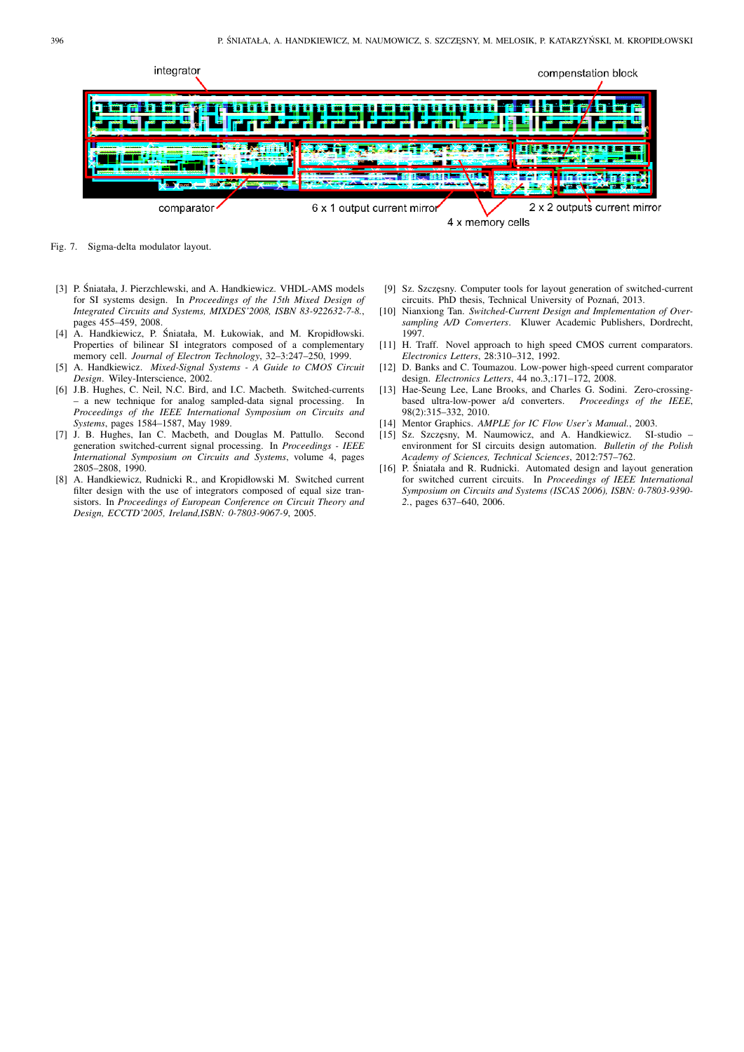integrator

compenstation block

comparator

6 x 1 output current mirror

2 x 2 outputs current mirror

4 x memory cells

Fig. 7. Sigma-delta modulator layout.

[3] P. Śniatała, J. Pierzchlewski, and A. Handkiewicz. VHDL-AMS models for SI systems design. In *Proceedings of the 15th Mixed Design of Integrated Circuits and Systems, MIXDES'2008, ISBN 83-922632-7-8.*, pages 455–459, 2008.

[4] A. Handkiewicz, P. Śniatała, M. Łukowiak, and M. Kropidłowski. Properties of bilinear SI integrators composed of a complementary memory cell. *Journal of Electron Technology*, 32–3:247–250, 1999.

[5] A. Handkiewicz. *Mixed-Signal Systems - A Guide to CMOS Circuit Design*. Wiley-Interscience, 2002.

[6] J.B. Hughes, C. Neil, N.C. Bird, and I.C. Macbeth. Switched-currents – a new technique for analog sampled-data signal processing. In *Proceedings of the IEEE International Symposium on Circuits and Systems*, pages 1584–1587, May 1989.

[7] J. B. Hughes, Ian C. Macbeth, and Douglas M. Pattullo. Second generation switched-current signal processing. In *Proceedings - IEEE International Symposium on Circuits and Systems*, volume 4, pages 2805–2808, 1990.

[8] A. Handkiewicz, Rudnicki R., and Kropidłowski M. Switched current filter design with the use of integrators composed of equal size transistors. In *Proceedings of European Conference on Circuit Theory and Design, ECCTD'2005, Ireland,ISBN: 0-7803-9067-9*, 2005.

[9] Sz. Szczęsny. Computer tools for layout generation of switched-current circuits. PhD thesis, Technical University of Poznań, 2013.

[10] Nianxiong Tan. *Switched-Current Design and Implementation of Oversampling A/D Converters*. Kluwer Academic Publishers, Dordrecht, 1997.

[11] H. Traff. Novel approach to high speed CMOS current comparators. *Electronics Letters*, 28:310–312, 1992.

[12] D. Banks and C. Toumazou. Low-power high-speed current comparator design. *Electronics Letters*, 44 no.3,:171–172, 2008.

[13] Hae-Seung Lee, Lane Brooks, and Charles G. Sodini. Zero-crossing-based ultra-low-power a/d converters. *Proceedings of the IEEE*, 98(2):315–332, 2010.

[14] Mentor Graphics. *AMPLE for IC Flow User's Manual.*, 2003.

[15] Sz. Szczęsny, M. Naumowicz, and A. Handkiewicz. SI-studio – environment for SI circuits design automation. *Bulletin of the Polish Academy of Sciences, Technical Sciences*, 2012:757–762.

[16] P. Śniatała and R. Rudnicki. Automated design and layout generation for switched current circuits. In *Proceedings of IEEE International Symposium on Circuits and Systems (ISCAS 2006), ISBN: 0-7803-9390-2.*, pages 637–640, 2006.